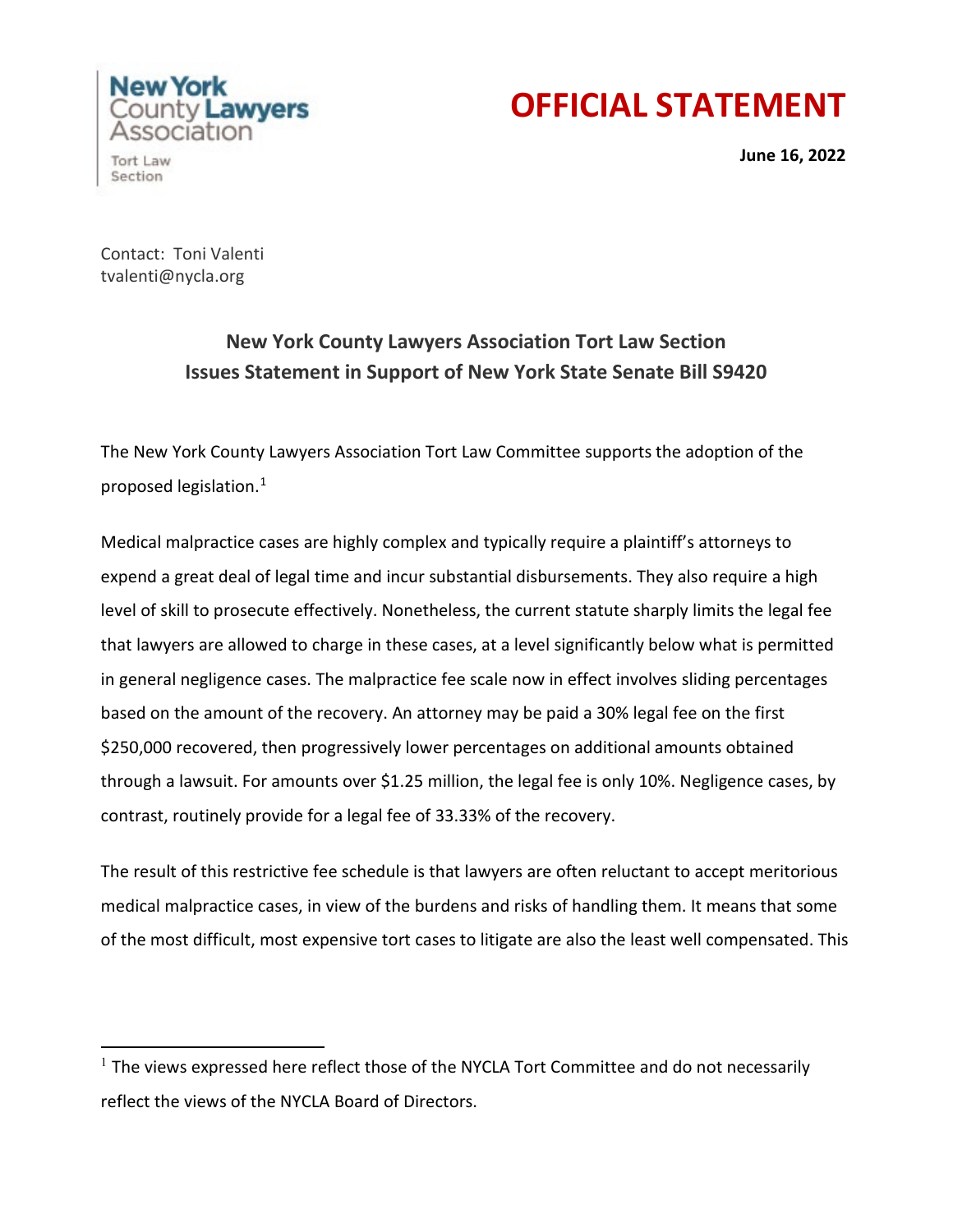New York County Lawyers Association

Tort Law Section

# OFFICIAL STATEMENT

**June 16, 2022**

Contact: Toni Valenti
tvalenti@nycla.org

## New York County Lawyers Association Tort Law Section Issues Statement in Support of New York State Senate Bill S9420

The New York County Lawyers Association Tort Law Committee supports the adoption of the proposed legislation.[1]

Medical malpractice cases are highly complex and typically require a plaintiff's attorneys to expend a great deal of legal time and incur substantial disbursements. They also require a high level of skill to prosecute effectively. Nonetheless, the current statute sharply limits the legal fee that lawyers are allowed to charge in these cases, at a level significantly below what is permitted in general negligence cases. The malpractice fee scale now in effect involves sliding percentages based on the amount of the recovery. An attorney may be paid a 30% legal fee on the first $250,000 recovered, then progressively lower percentages on additional amounts obtained through a lawsuit. For amounts over $1.25 million, the legal fee is only 10%. Negligence cases, by contrast, routinely provide for a legal fee of 33.33% of the recovery.

The result of this restrictive fee schedule is that lawyers are often reluctant to accept meritorious medical malpractice cases, in view of the burdens and risks of handling them. It means that some of the most difficult, most expensive tort cases to litigate are also the least well compensated. This

[1] The views expressed here reflect those of the NYCLA Tort Committee and do not necessarily reflect the views of the NYCLA Board of Directors.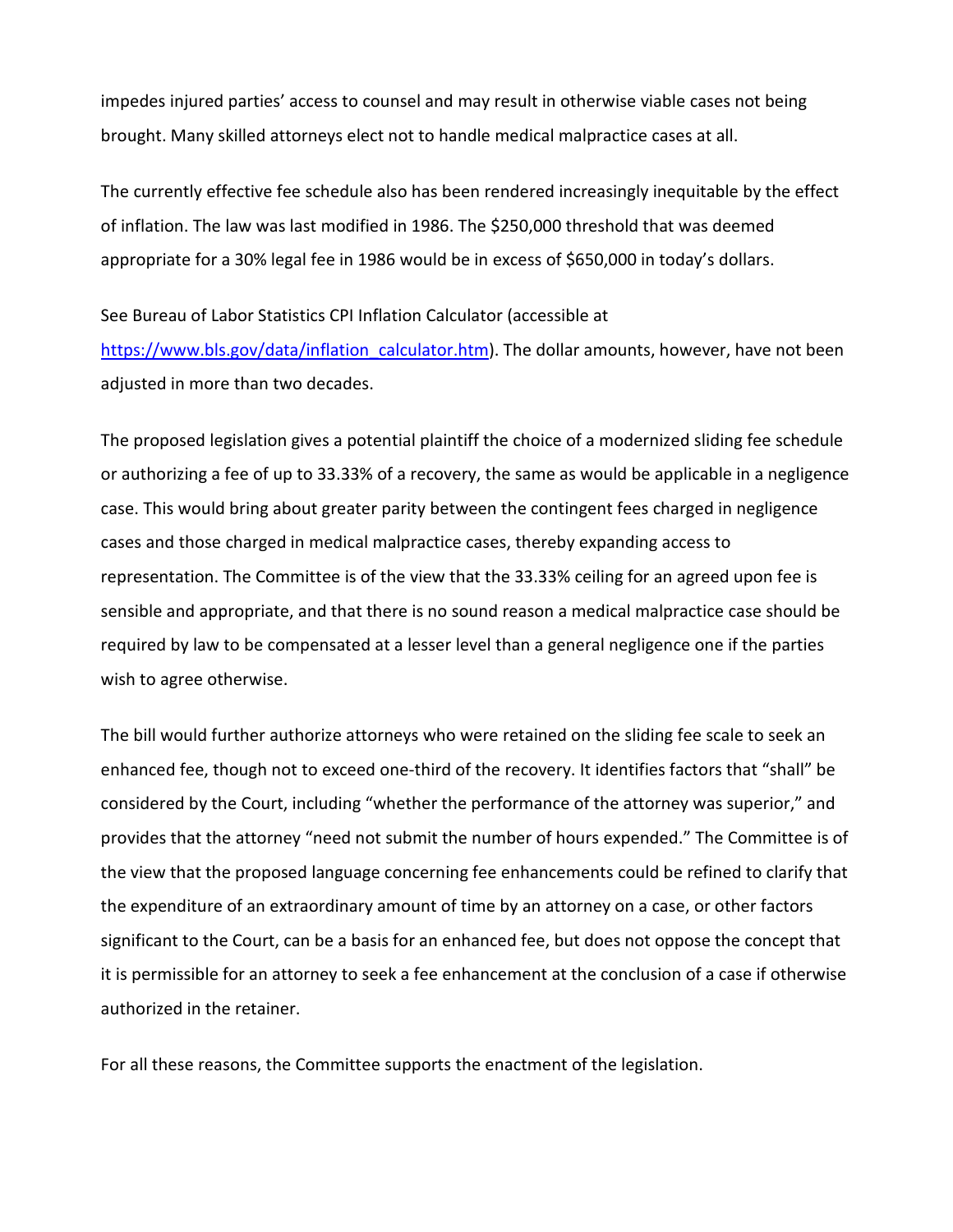impedes injured parties' access to counsel and may result in otherwise viable cases not being brought. Many skilled attorneys elect not to handle medical malpractice cases at all.

The currently effective fee schedule also has been rendered increasingly inequitable by the effect of inflation. The law was last modified in 1986. The $250,000 threshold that was deemed appropriate for a 30% legal fee in 1986 would be in excess of $650,000 in today's dollars.

See Bureau of Labor Statistics CPI Inflation Calculator (accessible at [https://www.bls.gov/data/inflation_calculator.htm](https://www.bls.gov/data/inflation_calculator.htm)). The dollar amounts, however, have not been adjusted in more than two decades.

The proposed legislation gives a potential plaintiff the choice of a modernized sliding fee schedule or authorizing a fee of up to 33.33% of a recovery, the same as would be applicable in a negligence case. This would bring about greater parity between the contingent fees charged in negligence cases and those charged in medical malpractice cases, thereby expanding access to representation. The Committee is of the view that the 33.33% ceiling for an agreed upon fee is sensible and appropriate, and that there is no sound reason a medical malpractice case should be required by law to be compensated at a lesser level than a general negligence one if the parties wish to agree otherwise.

The bill would further authorize attorneys who were retained on the sliding fee scale to seek an enhanced fee, though not to exceed one-third of the recovery. It identifies factors that "shall" be considered by the Court, including "whether the performance of the attorney was superior," and provides that the attorney "need not submit the number of hours expended." The Committee is of the view that the proposed language concerning fee enhancements could be refined to clarify that the expenditure of an extraordinary amount of time by an attorney on a case, or other factors significant to the Court, can be a basis for an enhanced fee, but does not oppose the concept that it is permissible for an attorney to seek a fee enhancement at the conclusion of a case if otherwise authorized in the retainer.

For all these reasons, the Committee supports the enactment of the legislation.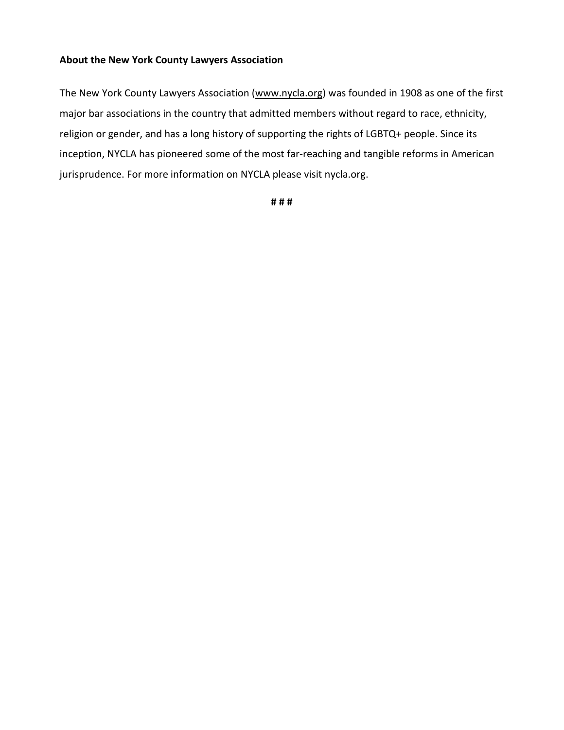**About the New York County Lawyers Association**

The New York County Lawyers Association (www.nycla.org) was founded in 1908 as one of the first major bar associations in the country that admitted members without regard to race, ethnicity, religion or gender, and has a long history of supporting the rights of LGBTQ+ people. Since its inception, NYCLA has pioneered some of the most far-reaching and tangible reforms in American jurisprudence. For more information on NYCLA please visit nycla.org.

**# # #**